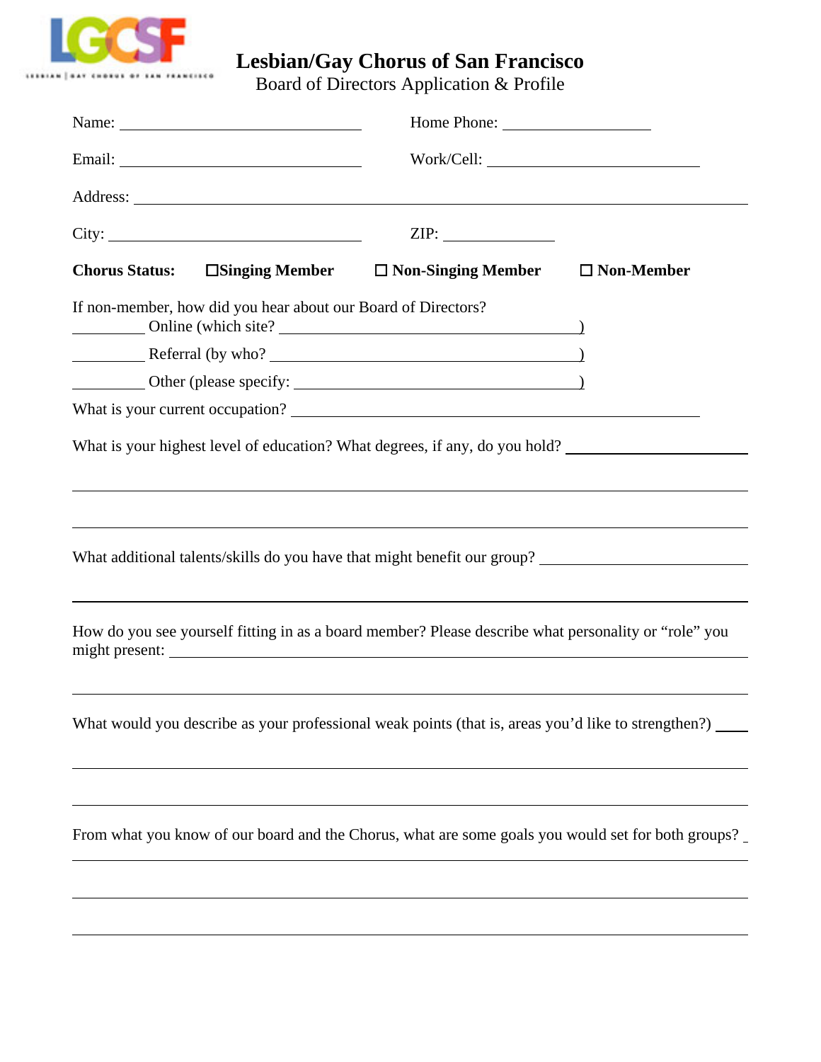# Lesbian/Gay Chorus of San Francisco

## Board of Directors Application & Profile

Name: ______________________________ Home Phone: __________________

Email: ______________________________ Work/Cell: __________________________

Address: ________________________________________________________________

City: ________________________________ ZIP: _____________

**Chorus Status:** ☐**Singing Member** ☐ **Non-Singing Member** ☐ **Non-Member**

If non-member, how did you hear about our Board of Directors?

_________ Online (which site? ______________________________________)

_________ Referral (by who? ______________________________________)

_________ Other (please specify: ___________________________________)

What is your current occupation? ____________________________________________________

What is your highest level of education? What degrees, if any, do you hold? ______________________

________________________________________________________________________________

________________________________________________________________________________

What additional talents/skills do you have that might benefit our group? __________________________

________________________________________________________________________________

How do you see yourself fitting in as a board member? Please describe what personality or "role" you might present: ________________________________________________________________

________________________________________________________________________________

What would you describe as your professional weak points (that is, areas you'd like to strengthen?) ____

________________________________________________________________________________

________________________________________________________________________________

From what you know of our board and the Chorus, what are some goals you would set for both groups? _

________________________________________________________________________________

________________________________________________________________________________

________________________________________________________________________________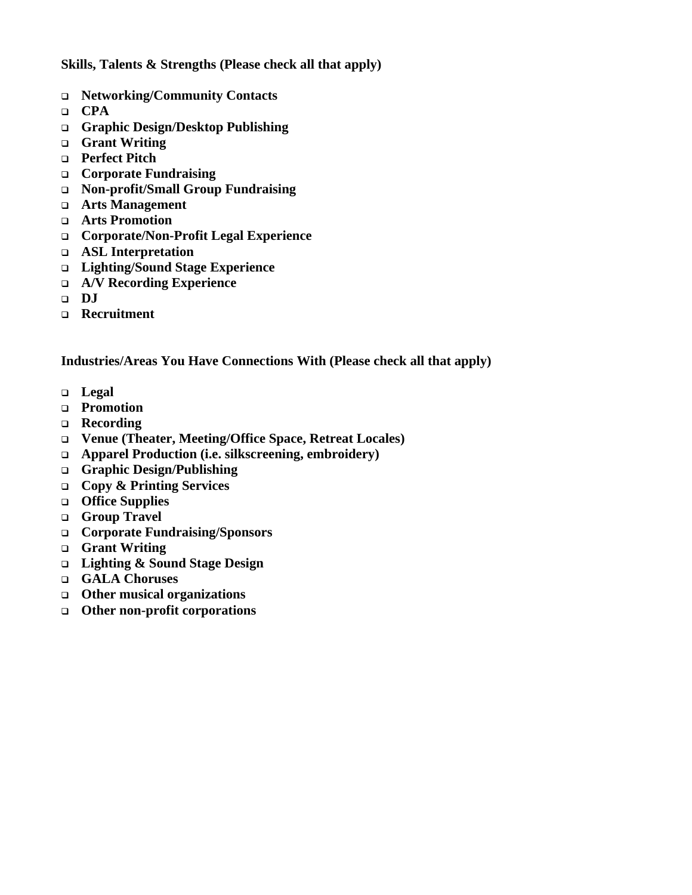**Skills, Talents & Strengths (Please check all that apply)**

- [ ] **Networking/Community Contacts**
- [ ] **CPA**
- [ ] **Graphic Design/Desktop Publishing**
- [ ] **Grant Writing**
- [ ] **Perfect Pitch**
- [ ] **Corporate Fundraising**
- [ ] **Non-profit/Small Group Fundraising**
- [ ] **Arts Management**
- [ ] **Arts Promotion**
- [ ] **Corporate/Non-Profit Legal Experience**
- [ ] **ASL Interpretation**
- [ ] **Lighting/Sound Stage Experience**
- [ ] **A/V Recording Experience**
- [ ] **DJ**
- [ ] **Recruitment**

**Industries/Areas You Have Connections With (Please check all that apply)**

- [ ] **Legal**
- [ ] **Promotion**
- [ ] **Recording**
- [ ] **Venue (Theater, Meeting/Office Space, Retreat Locales)**
- [ ] **Apparel Production (i.e. silkscreening, embroidery)**
- [ ] **Graphic Design/Publishing**
- [ ] **Copy & Printing Services**
- [ ] **Office Supplies**
- [ ] **Group Travel**
- [ ] **Corporate Fundraising/Sponsors**
- [ ] **Grant Writing**
- [ ] **Lighting & Sound Stage Design**
- [ ] **GALA Choruses**
- [ ] **Other musical organizations**
- [ ] **Other non-profit corporations**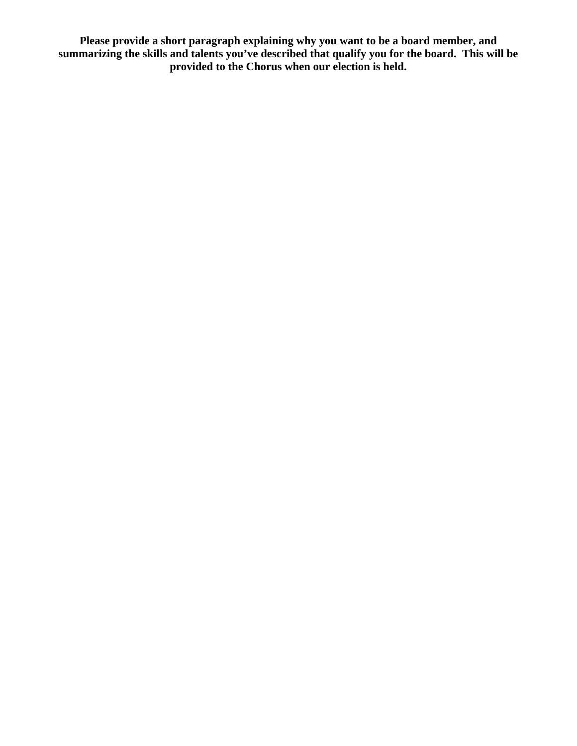**Please provide a short paragraph explaining why you want to be a board member, and summarizing the skills and talents you've described that qualify you for the board. This will be provided to the Chorus when our election is held.**